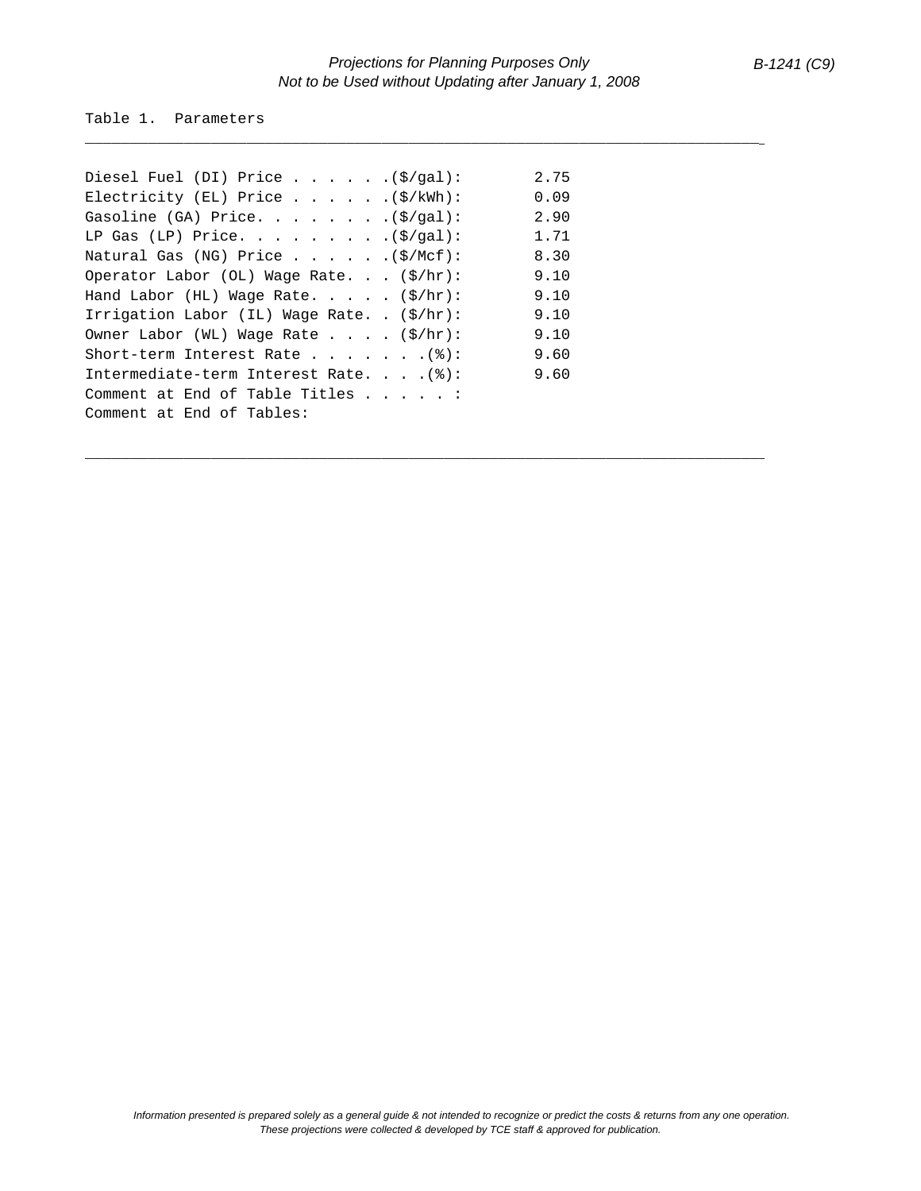Table 1. Parameters

| Parameter | Value |
|---|---|
| Diesel Fuel (DI) Price . . . . . .($/gal): | 2.75 |
| Electricity (EL) Price . . . . . .($/kWh): | 0.09 |
| Gasoline (GA) Price. . . . . . . . .($/gal): | 2.90 |
| LP Gas (LP) Price. . . . . . . . . .($/gal): | 1.71 |
| Natural Gas (NG) Price . . . . . .($/Mcf): | 8.30 |
| Operator Labor (OL) Wage Rate. . . ($/hr): | 9.10 |
| Hand Labor (HL) Wage Rate. . . . . ($/hr): | 9.10 |
| Irrigation Labor (IL) Wage Rate. . ($/hr): | 9.10 |
| Owner Labor (WL) Wage Rate . . . . ($/hr): | 9.10 |
| Short-term Interest Rate . . . . . . .(%): | 9.60 |
| Intermediate-term Interest Rate. . . .(%): | 9.60 |
| Comment at End of Table Titles . . . . . : | |
| Comment at End of Tables: | |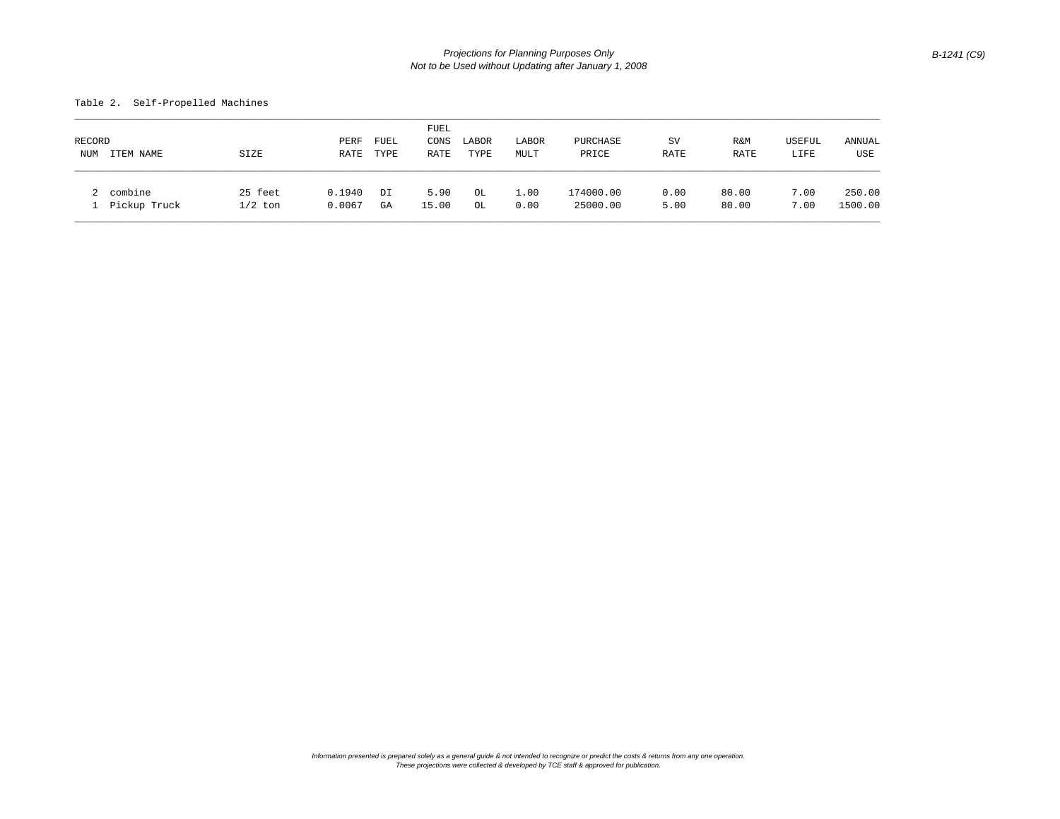Table 2. Self-Propelled Machines

| RECORD NUM | ITEM NAME | SIZE | PERF RATE | FUEL TYPE | FUEL CONS RATE | LABOR TYPE | LABOR MULT | PURCHASE PRICE | SV RATE | R&M RATE | USEFUL LIFE | ANNUAL USE |
|---|---|---|---|---|---|---|---|---|---|---|---|---|
| 2 | combine | 25 feet | 0.1940 | DI | 5.90 | OL | 1.00 | 174000.00 | 0.00 | 80.00 | 7.00 | 250.00 |
| 1 | Pickup Truck | 1/2 ton | 0.0067 | GA | 15.00 | OL | 0.00 | 25000.00 | 5.00 | 80.00 | 7.00 | 1500.00 |

*Information presented is prepared solely as a general guide & not intended to recognize or predict the costs & returns from any one operation.*
*These projections were collected & developed by TCE staff & approved for publication.*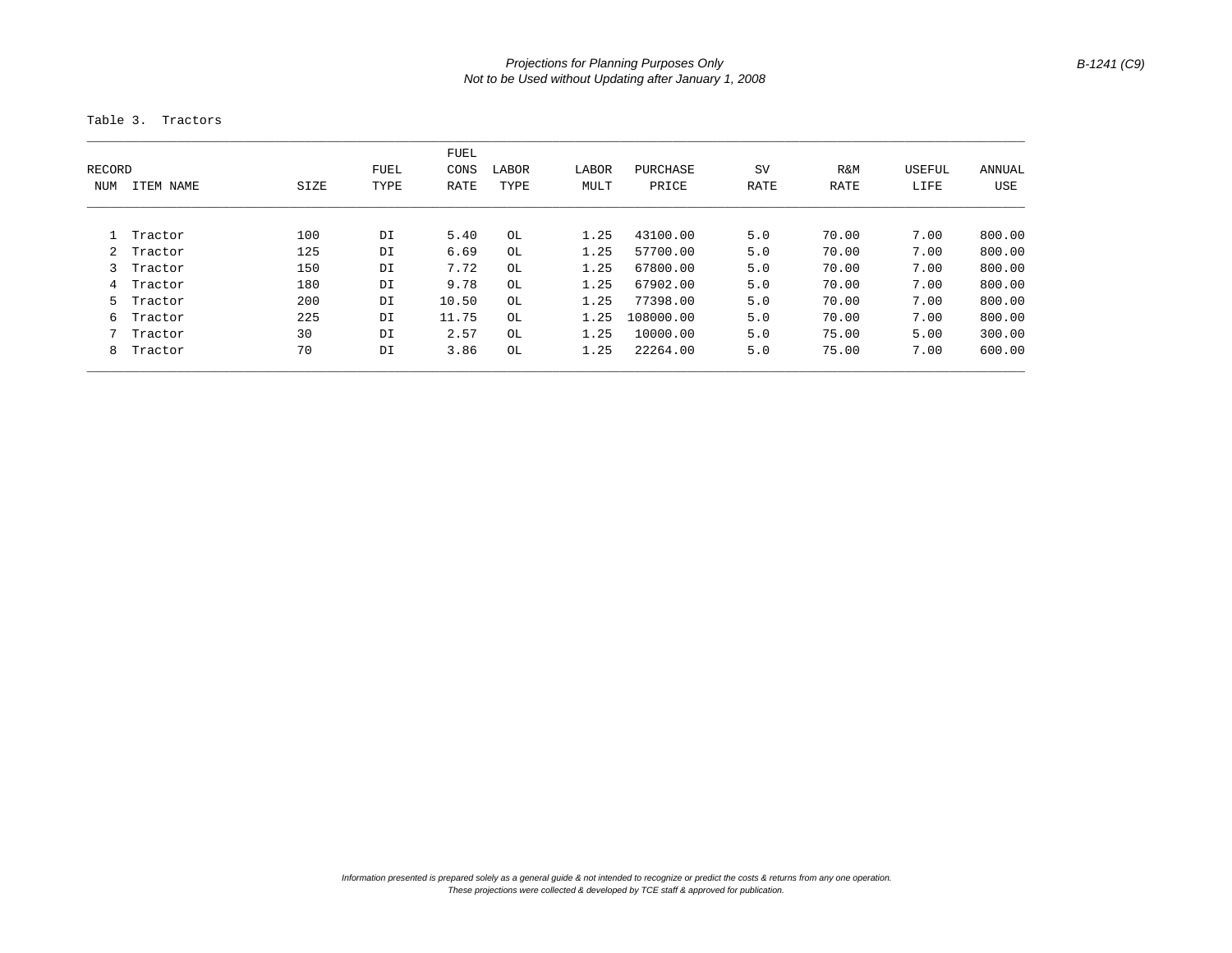Table 3. Tractors

| RECORD NUM | ITEM NAME | SIZE | FUEL TYPE | FUEL CONS RATE | LABOR TYPE | LABOR MULT | PURCHASE PRICE | SV RATE | R&M RATE | USEFUL LIFE | ANNUAL USE |
|---|---|---|---|---|---|---|---|---|---|---|---|
| 1 | Tractor | 100 | DI | 5.40 | OL | 1.25 | 43100.00 | 5.0 | 70.00 | 7.00 | 800.00 |
| 2 | Tractor | 125 | DI | 6.69 | OL | 1.25 | 57700.00 | 5.0 | 70.00 | 7.00 | 800.00 |
| 3 | Tractor | 150 | DI | 7.72 | OL | 1.25 | 67800.00 | 5.0 | 70.00 | 7.00 | 800.00 |
| 4 | Tractor | 180 | DI | 9.78 | OL | 1.25 | 67902.00 | 5.0 | 70.00 | 7.00 | 800.00 |
| 5 | Tractor | 200 | DI | 10.50 | OL | 1.25 | 77398.00 | 5.0 | 70.00 | 7.00 | 800.00 |
| 6 | Tractor | 225 | DI | 11.75 | OL | 1.25 | 108000.00 | 5.0 | 70.00 | 7.00 | 800.00 |
| 7 | Tractor | 30 | DI | 2.57 | OL | 1.25 | 10000.00 | 5.0 | 75.00 | 5.00 | 300.00 |
| 8 | Tractor | 70 | DI | 3.86 | OL | 1.25 | 22264.00 | 5.0 | 75.00 | 7.00 | 600.00 |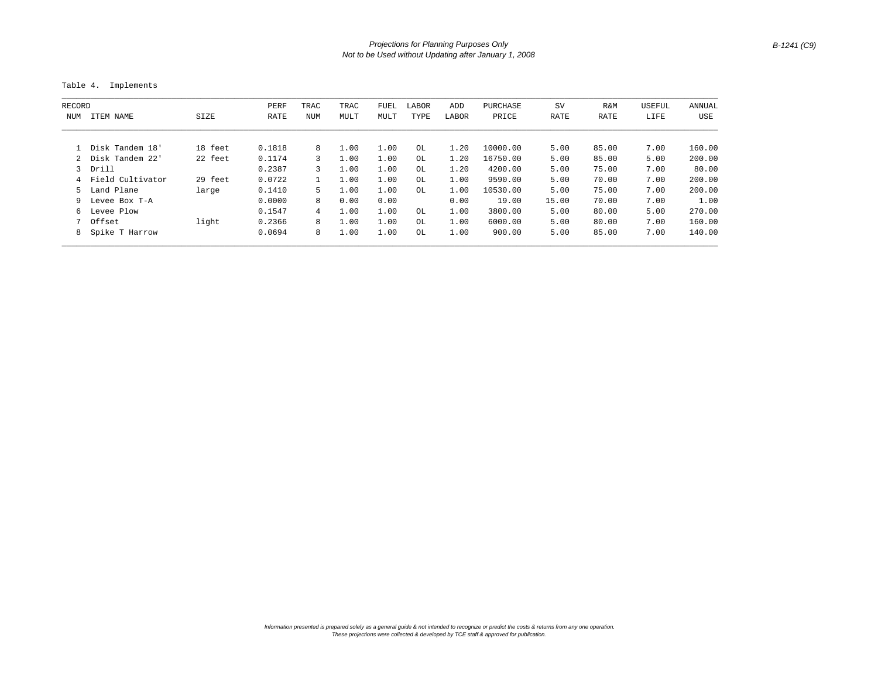Table 4. Implements

| RECORD NUM | ITEM NAME | SIZE | PERF RATE | TRAC NUM | TRAC MULT | FUEL MULT | LABOR TYPE | ADD LABOR | PURCHASE PRICE | SV RATE | R&M RATE | USEFUL LIFE | ANNUAL USE |
|---|---|---|---|---|---|---|---|---|---|---|---|---|---|
| 1 | Disk Tandem 18' | 18 feet | 0.1818 | 8 | 1.00 | 1.00 | OL | 1.20 | 10000.00 | 5.00 | 85.00 | 7.00 | 160.00 |
| 2 | Disk Tandem 22' | 22 feet | 0.1174 | 3 | 1.00 | 1.00 | OL | 1.20 | 16750.00 | 5.00 | 85.00 | 5.00 | 200.00 |
| 3 | Drill | | 0.2387 | 3 | 1.00 | 1.00 | OL | 1.20 | 4200.00 | 5.00 | 75.00 | 7.00 | 80.00 |
| 4 | Field Cultivator | 29 feet | 0.0722 | 1 | 1.00 | 1.00 | OL | 1.00 | 9590.00 | 5.00 | 70.00 | 7.00 | 200.00 |
| 5 | Land Plane | large | 0.1410 | 5 | 1.00 | 1.00 | OL | 1.00 | 10530.00 | 5.00 | 75.00 | 7.00 | 200.00 |
| 9 | Levee Box T-A | | 0.0000 | 8 | 0.00 | 0.00 | | 0.00 | 19.00 | 15.00 | 70.00 | 7.00 | 1.00 |
| 6 | Levee Plow | | 0.1547 | 4 | 1.00 | 1.00 | OL | 1.00 | 3800.00 | 5.00 | 80.00 | 5.00 | 270.00 |
| 7 | Offset | light | 0.2366 | 8 | 1.00 | 1.00 | OL | 1.00 | 6000.00 | 5.00 | 80.00 | 7.00 | 160.00 |
| 8 | Spike T Harrow | | 0.0694 | 8 | 1.00 | 1.00 | OL | 1.00 | 900.00 | 5.00 | 85.00 | 7.00 | 140.00 |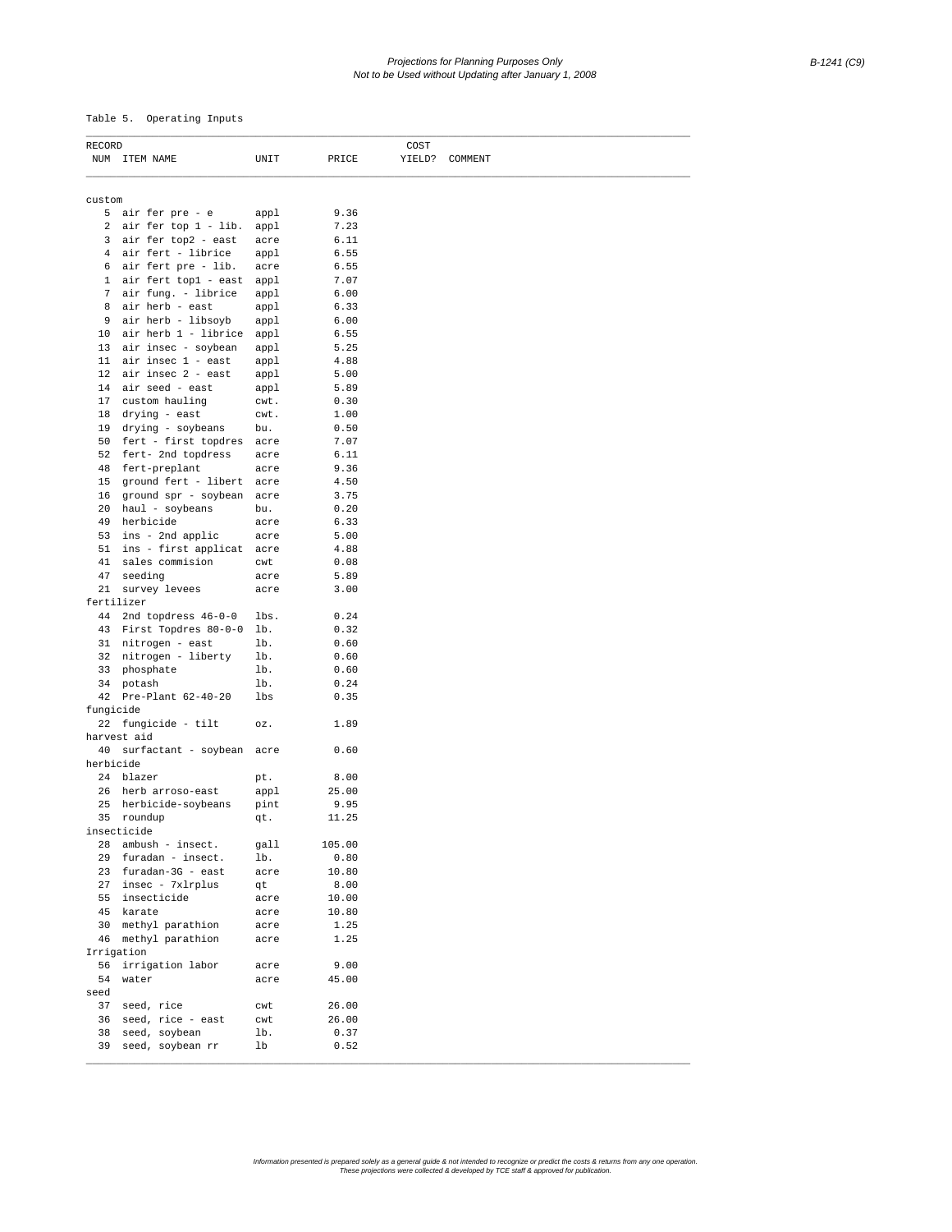Table 5. Operating Inputs

| RECORD NUM | ITEM NAME | UNIT | PRICE | COST YIELD? | COMMENT |
|---|---|---|---|---|---|
| custom | | | | | |
| 5 | air fer pre - e | appl | 9.36 | | |
| 2 | air fer top 1 - lib. | appl | 7.23 | | |
| 3 | air fer top2 - east | acre | 6.11 | | |
| 4 | air fert - librice | appl | 6.55 | | |
| 6 | air fert pre - lib. | acre | 6.55 | | |
| 1 | air fert top1 - east | appl | 7.07 | | |
| 7 | air fung. - librice | appl | 6.00 | | |
| 8 | air herb - east | appl | 6.33 | | |
| 9 | air herb - libsoyb | appl | 6.00 | | |
| 10 | air herb 1 - librice | appl | 6.55 | | |
| 13 | air insec - soybean | appl | 5.25 | | |
| 11 | air insec 1 - east | appl | 4.88 | | |
| 12 | air insec 2 - east | appl | 5.00 | | |
| 14 | air seed - east | appl | 5.89 | | |
| 17 | custom hauling | cwt. | 0.30 | | |
| 18 | drying - east | cwt. | 1.00 | | |
| 19 | drying - soybeans | bu. | 0.50 | | |
| 50 | fert - first topdres | acre | 7.07 | | |
| 52 | fert- 2nd topdress | acre | 6.11 | | |
| 48 | fert-preplant | acre | 9.36 | | |
| 15 | ground fert - libert | acre | 4.50 | | |
| 16 | ground spr - soybean | acre | 3.75 | | |
| 20 | haul - soybeans | bu. | 0.20 | | |
| 49 | herbicide | acre | 6.33 | | |
| 53 | ins - 2nd applic | acre | 5.00 | | |
| 51 | ins - first applicat | acre | 4.88 | | |
| 41 | sales commision | cwt | 0.08 | | |
| 47 | seeding | acre | 5.89 | | |
| 21 | survey levees | acre | 3.00 | | |
| fertilizer | | | | | |
| 44 | 2nd topdress 46-0-0 | lbs. | 0.24 | | |
| 43 | First Topdres 80-0-0 | lb. | 0.32 | | |
| 31 | nitrogen - east | lb. | 0.60 | | |
| 32 | nitrogen - liberty | lb. | 0.60 | | |
| 33 | phosphate | lb. | 0.60 | | |
| 34 | potash | lb. | 0.24 | | |
| 42 | Pre-Plant 62-40-20 | lbs | 0.35 | | |
| fungicide | | | | | |
| 22 | fungicide - tilt | oz. | 1.89 | | |
| harvest aid | | | | | |
| 40 | surfactant - soybean | acre | 0.60 | | |
| herbicide | | | | | |
| 24 | blazer | pt. | 8.00 | | |
| 26 | herb arroso-east | appl | 25.00 | | |
| 25 | herbicide-soybeans | pint | 9.95 | | |
| 35 | roundup | qt. | 11.25 | | |
| insecticide | | | | | |
| 28 | ambush - insect. | gall | 105.00 | | |
| 29 | furadan - insect. | lb. | 0.80 | | |
| 23 | furadan-3G - east | acre | 10.80 | | |
| 27 | insec - 7xlrplus | qt | 8.00 | | |
| 55 | insecticide | acre | 10.00 | | |
| 45 | karate | acre | 10.80 | | |
| 30 | methyl parathion | acre | 1.25 | | |
| 46 | methyl parathion | acre | 1.25 | | |
| Irrigation | | | | | |
| 56 | irrigation labor | acre | 9.00 | | |
| 54 | water | acre | 45.00 | | |
| seed | | | | | |
| 37 | seed, rice | cwt | 26.00 | | |
| 36 | seed, rice - east | cwt | 26.00 | | |
| 38 | seed, soybean | lb. | 0.37 | | |
| 39 | seed, soybean rr | lb | 0.52 | | |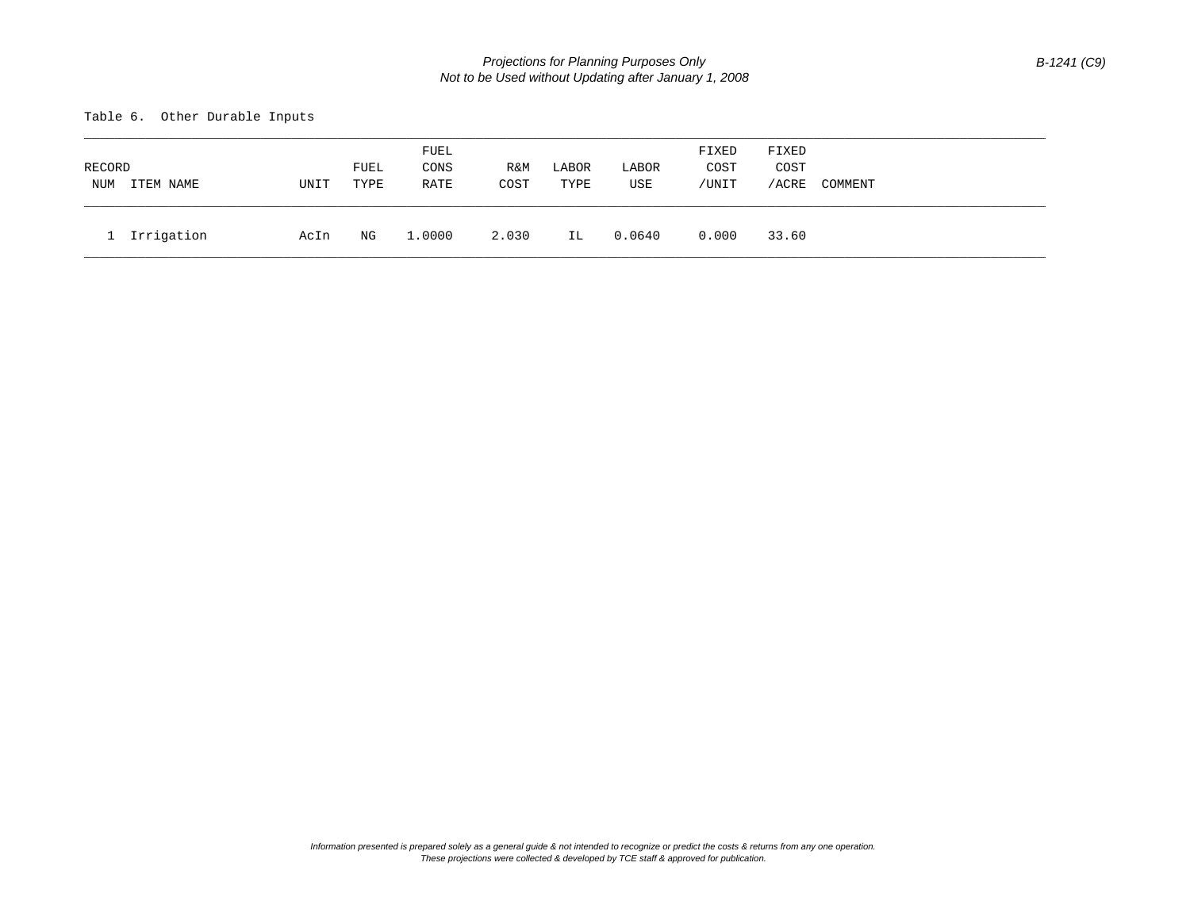Table 6. Other Durable Inputs

| RECORD NUM | ITEM NAME | UNIT | FUEL TYPE | FUEL CONS RATE | R&M COST | LABOR TYPE | LABOR USE | FIXED COST /UNIT | FIXED COST /ACRE | COMMENT |
|---|---|---|---|---|---|---|---|---|---|---|
| 1 | Irrigation | AcIn | NG | 1.0000 | 2.030 | IL | 0.0640 | 0.000 | 33.60 | |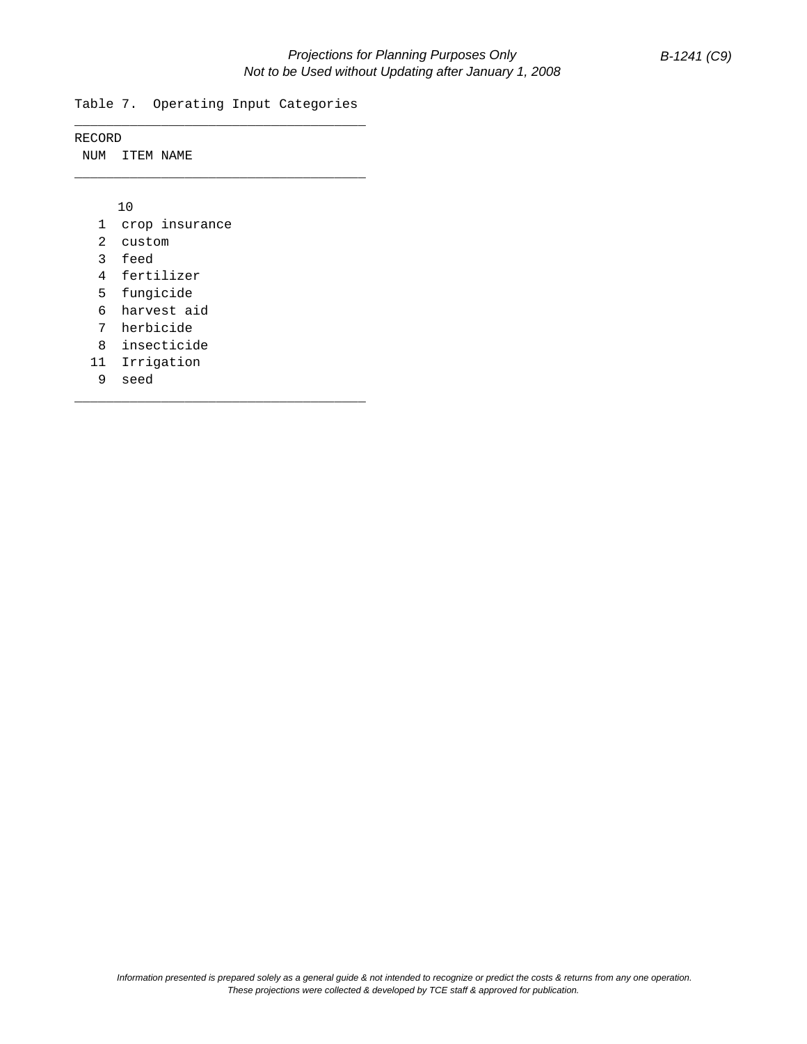Table 7. Operating Input Categories

| RECORD NUM | ITEM NAME |
|---|---|
| 10 | |
| 1 | crop insurance |
| 2 | custom |
| 3 | feed |
| 4 | fertilizer |
| 5 | fungicide |
| 6 | harvest aid |
| 7 | herbicide |
| 8 | insecticide |
| 11 | Irrigation |
| 9 | seed |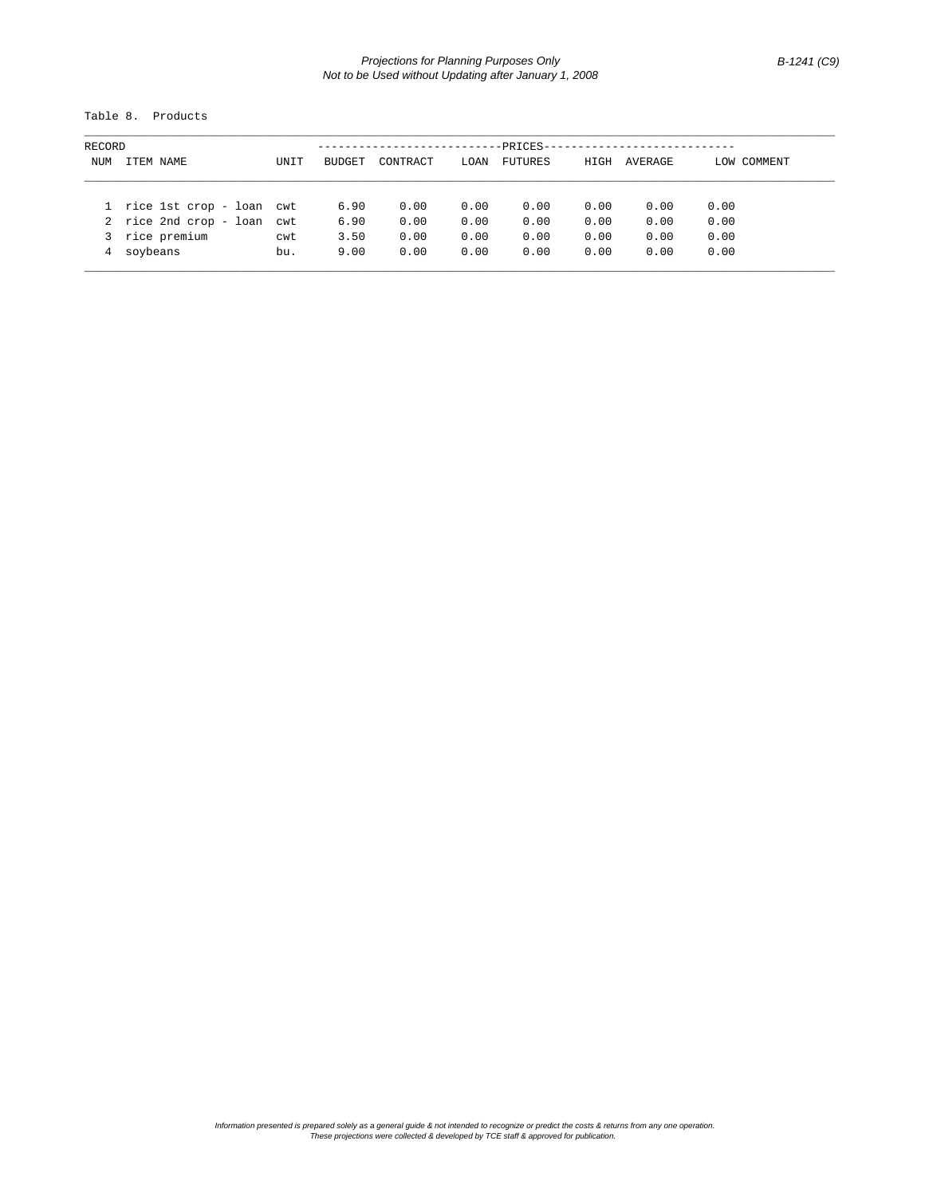Table 8. Products

| RECORD NUM | ITEM NAME | UNIT | BUDGET | CONTRACT | LOAN | FUTURES | HIGH | AVERAGE | LOW | COMMENT |
|---|---|---|---|---|---|---|---|---|---|---|
| | | | PRICES | | | | | | | |
| 1 | rice 1st crop - loan | cwt | 6.90 | 0.00 | 0.00 | 0.00 | 0.00 | 0.00 | 0.00 | |
| 2 | rice 2nd crop - loan | cwt | 6.90 | 0.00 | 0.00 | 0.00 | 0.00 | 0.00 | 0.00 | |
| 3 | rice premium | cwt | 3.50 | 0.00 | 0.00 | 0.00 | 0.00 | 0.00 | 0.00 | |
| 4 | soybeans | bu. | 9.00 | 0.00 | 0.00 | 0.00 | 0.00 | 0.00 | 0.00 | |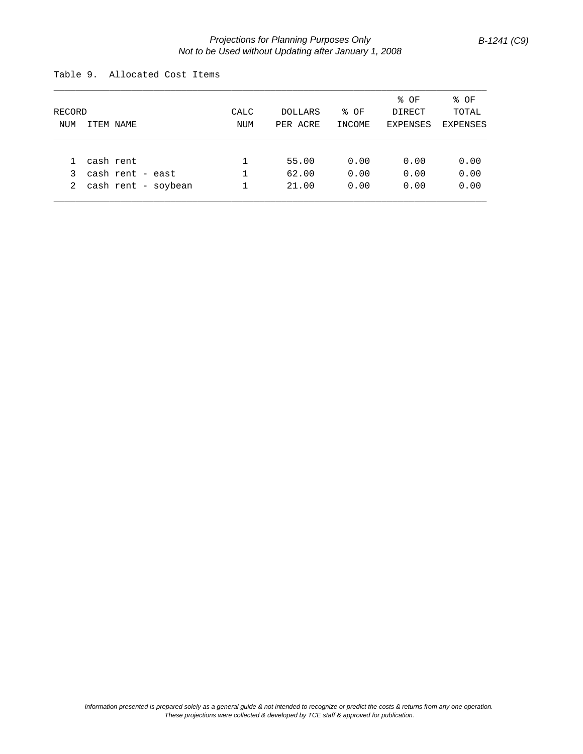Table 9. Allocated Cost Items

| RECORD NUM | ITEM NAME | CALC NUM | DOLLARS PER ACRE | % OF INCOME | % OF DIRECT EXPENSES | % OF TOTAL EXPENSES |
|---|---|---|---|---|---|---|
| 1 | cash rent | 1 | 55.00 | 0.00 | 0.00 | 0.00 |
| 3 | cash rent - east | 1 | 62.00 | 0.00 | 0.00 | 0.00 |
| 2 | cash rent - soybean | 1 | 21.00 | 0.00 | 0.00 | 0.00 |